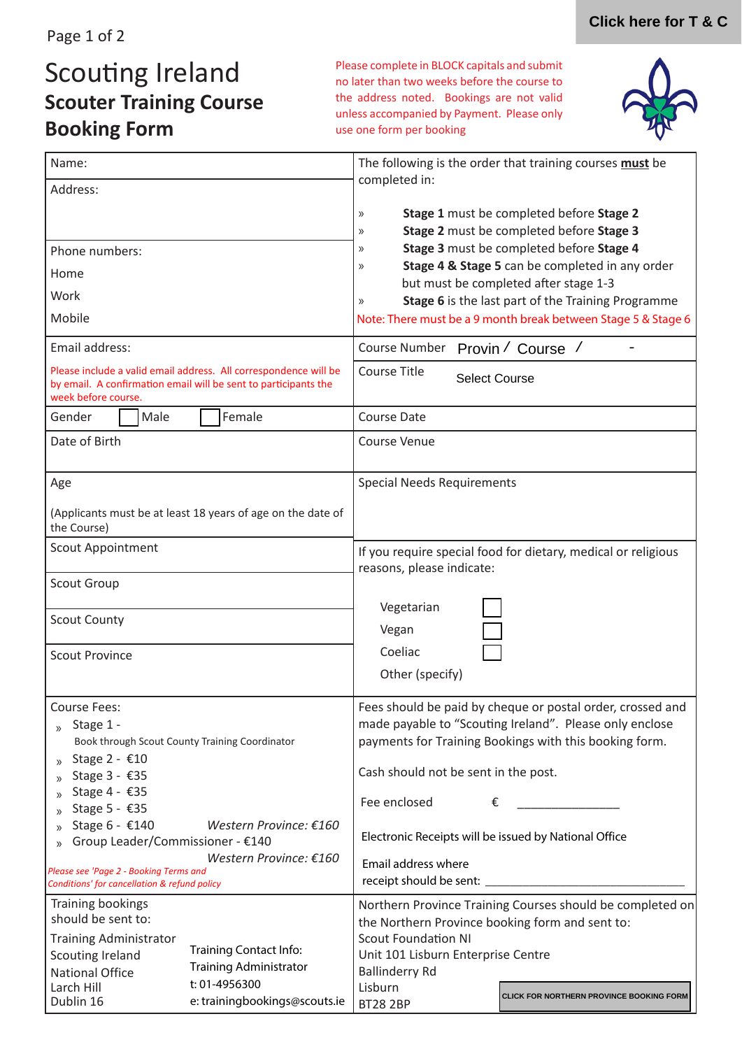Click here for T & C

# Scouting Ireland

## Scouter Training Course Booking Form

Please complete in BLOCK capitals and submit no later than two weeks before the course to the address noted. Bookings are not valid unless accompanied by Payment. Please only use one form per booking

| | |
|---|---|
| Name: | The following is the order that training courses **must** be completed in:<br>» **Stage 1** must be completed before **Stage 2**<br>» **Stage 2** must be completed before **Stage 3**<br>» **Stage 3** must be completed before **Stage 4**<br>» **Stage 4 & Stage 5** can be completed in any order but must be completed after stage 1-3<br>» **Stage 6** is the last part of the Training Programme<br>Note: There must be a 9 month break between Stage 5 & Stage 6 |
| Address: | |
| Phone numbers:<br>Home<br>Work<br>Mobile | |
| Email address:<br>Please include a valid email address. All correspondence will be by email. A confirmation email will be sent to participants the week before course. | Course Number Provin / Course / - |
| | Course Title Select Course |
| Gender ☐ Male ☐ Female | Course Date |
| Date of Birth | Course Venue |
| Age<br>(Applicants must be at least 18 years of age on the date of the Course) | Special Needs Requirements |
| Scout Appointment | If you require special food for dietary, medical or religious reasons, please indicate:<br>Vegetarian ☐<br>Vegan ☐<br>Coeliac ☐<br>Other (specify) |
| Scout Group | |
| Scout County | |
| Scout Province | |
| Course Fees:<br>» Stage 1 - Book through Scout County Training Coordinator<br>» Stage 2 - €10<br>» Stage 3 - €35<br>» Stage 4 - €35<br>» Stage 5 - €35<br>» Stage 6 - €140 *Western Province: €160*<br>» Group Leader/Commissioner - €140 *Western Province: €160*<br>*Please see 'Page 2 - Booking Terms and Conditions' for cancellation & refund policy* | Fees should be paid by cheque or postal order, crossed and made payable to "Scouting Ireland". Please only enclose payments for Training Bookings with this booking form.<br>Cash should not be sent in the post.<br>Fee enclosed € _______________<br>Electronic Receipts will be issued by National Office<br>Email address where receipt should be sent: _______________________________ |
| Training bookings should be sent to:<br>Training Administrator<br>Scouting Ireland<br>National Office<br>Larch Hill<br>Dublin 16<br><br>Training Contact Info:<br>Training Administrator<br>t: 01-4956300<br>e: trainingbookings@scouts.ie | Northern Province Training Courses should be completed on the Northern Province booking form and sent to:<br>Scout Foundation NI<br>Unit 101 Lisburn Enterprise Centre<br>Ballinderry Rd<br>Lisburn<br>BT28 2BP<br>CLICK FOR NORTHERN PROVINCE BOOKING FORM |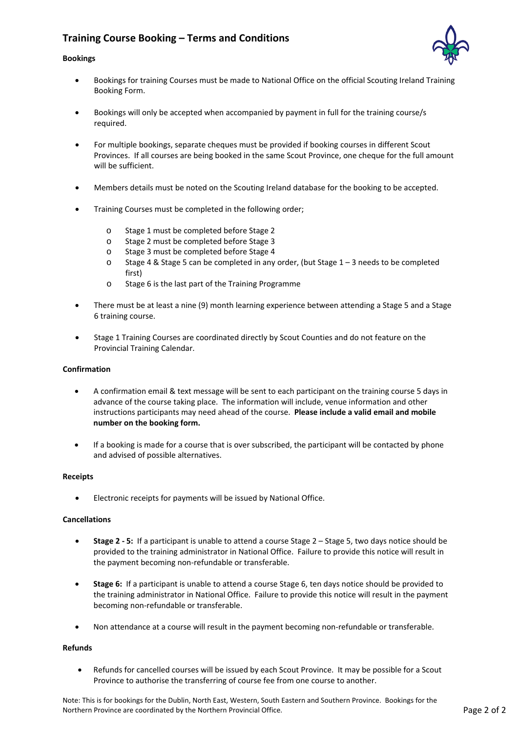# Training Course Booking – Terms and Conditions

### Bookings

- Bookings for training Courses must be made to National Office on the official Scouting Ireland Training Booking Form.
- Bookings will only be accepted when accompanied by payment in full for the training course/s required.
- For multiple bookings, separate cheques must be provided if booking courses in different Scout Provinces. If all courses are being booked in the same Scout Province, one cheque for the full amount will be sufficient.
- Members details must be noted on the Scouting Ireland database for the booking to be accepted.
- Training Courses must be completed in the following order;
  - Stage 1 must be completed before Stage 2
  - Stage 2 must be completed before Stage 3
  - Stage 3 must be completed before Stage 4
  - Stage 4 & Stage 5 can be completed in any order, (but Stage 1 – 3 needs to be completed first)
  - Stage 6 is the last part of the Training Programme
- There must be at least a nine (9) month learning experience between attending a Stage 5 and a Stage 6 training course.
- Stage 1 Training Courses are coordinated directly by Scout Counties and do not feature on the Provincial Training Calendar.

### Confirmation

- A confirmation email & text message will be sent to each participant on the training course 5 days in advance of the course taking place. The information will include, venue information and other instructions participants may need ahead of the course. **Please include a valid email and mobile number on the booking form.**
- If a booking is made for a course that is over subscribed, the participant will be contacted by phone and advised of possible alternatives.

### Receipts

- Electronic receipts for payments will be issued by National Office.

### Cancellations

- **Stage 2 - 5:** If a participant is unable to attend a course Stage 2 – Stage 5, two days notice should be provided to the training administrator in National Office. Failure to provide this notice will result in the payment becoming non-refundable or transferable.
- **Stage 6:** If a participant is unable to attend a course Stage 6, ten days notice should be provided to the training administrator in National Office. Failure to provide this notice will result in the payment becoming non-refundable or transferable.
- Non attendance at a course will result in the payment becoming non-refundable or transferable.

### Refunds

- Refunds for cancelled courses will be issued by each Scout Province. It may be possible for a Scout Province to authorise the transferring of course fee from one course to another.

Note: This is for bookings for the Dublin, North East, Western, South Eastern and Southern Province. Bookings for the Northern Province are coordinated by the Northern Provincial Office.